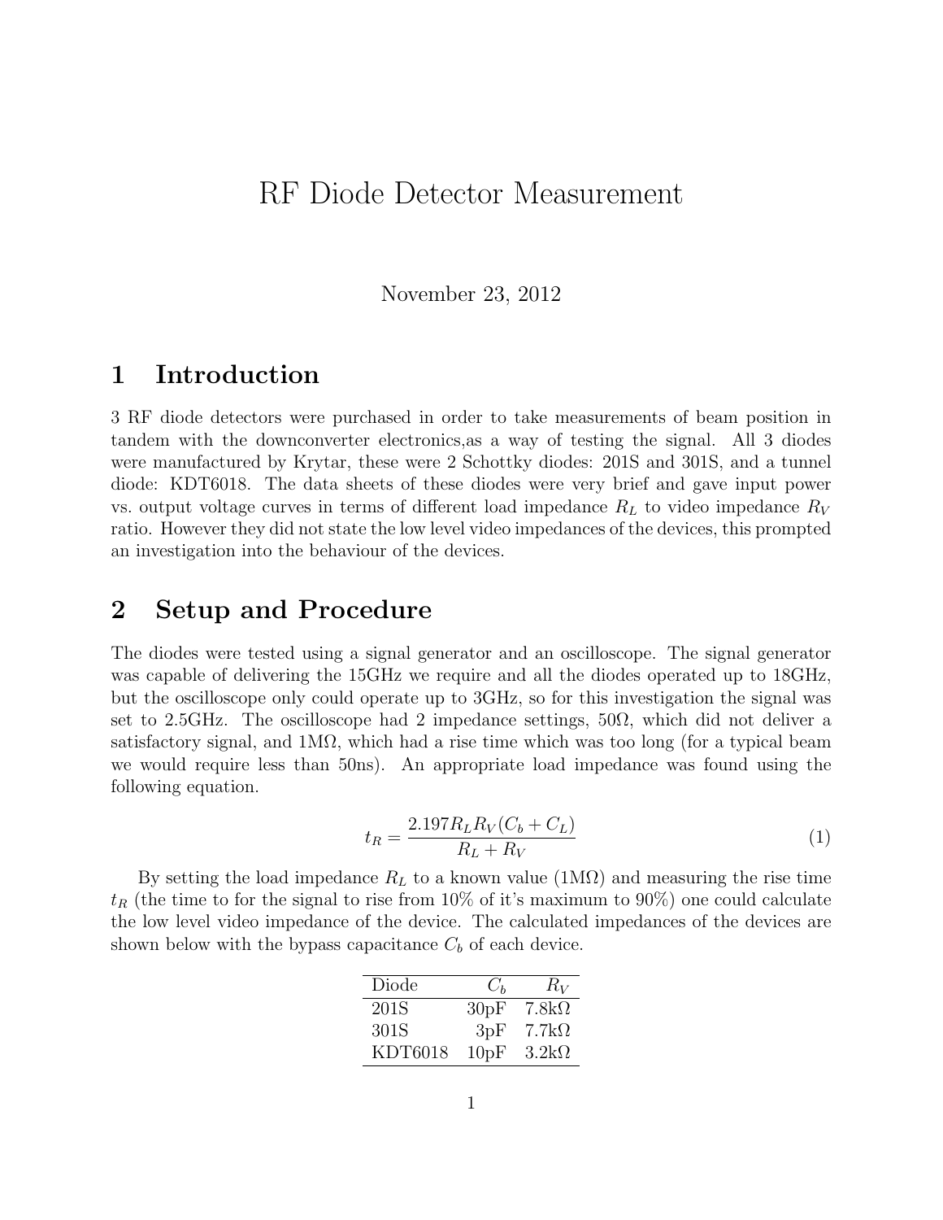# RF Diode Detector Measurement

November 23, 2012

## 1 Introduction

3 RF diode detectors were purchased in order to take measurements of beam position in tandem with the downconverter electronics,as a way of testing the signal. All 3 diodes were manufactured by Krytar, these were 2 Schottky diodes: 201S and 301S, and a tunnel diode: KDT6018. The data sheets of these diodes were very brief and gave input power vs. output voltage curves in terms of different load impedance $R_L$ to video impedance $R_V$ ratio. However they did not state the low level video impedances of the devices, this prompted an investigation into the behaviour of the devices.

## 2 Setup and Procedure

The diodes were tested using a signal generator and an oscilloscope. The signal generator was capable of delivering the 15GHz we require and all the diodes operated up to 18GHz, but the oscilloscope only could operate up to 3GHz, so for this investigation the signal was set to 2.5GHz. The oscilloscope had 2 impedance settings, 50Ω, which did not deliver a satisfactory signal, and 1MΩ, which had a rise time which was too long (for a typical beam we would require less than 50ns). An appropriate load impedance was found using the following equation.

$$t_R = \frac{2.197 R_L R_V (C_b + C_L)}{R_L + R_V} \tag{1}$$

By setting the load impedance $R_L$ to a known value (1MΩ) and measuring the rise time $t_R$ (the time to for the signal to rise from 10% of it's maximum to 90%) one could calculate the low level video impedance of the device. The calculated impedances of the devices are shown below with the bypass capacitance $C_b$ of each device.

| Diode | $C_b$ | $R_V$ |
|---|---|---|
| 201S | 30pF | 7.8kΩ |
| 301S | 3pF | 7.7kΩ |
| KDT6018 | 10pF | 3.2kΩ |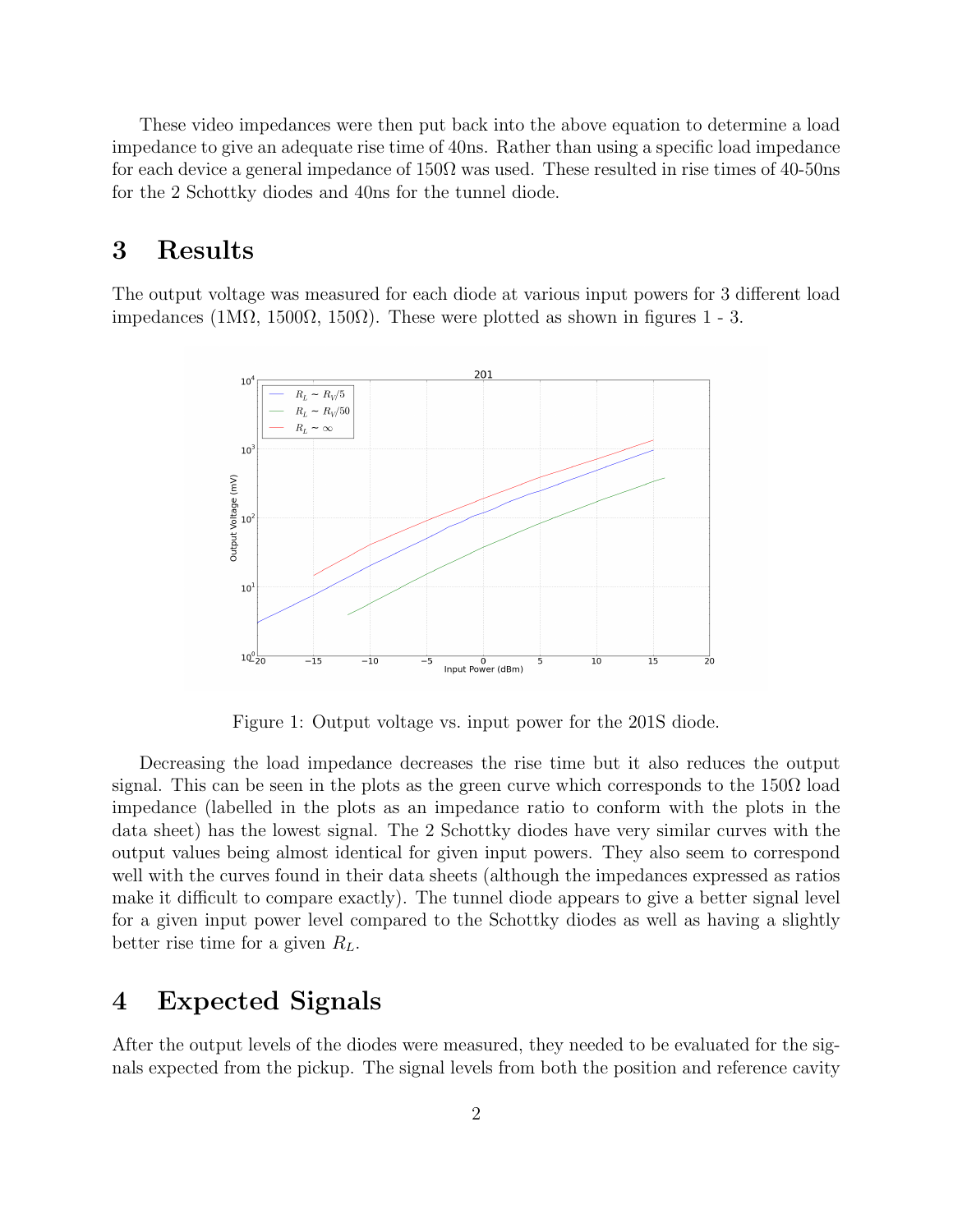These video impedances were then put back into the above equation to determine a load impedance to give an adequate rise time of 40ns. Rather than using a specific load impedance for each device a general impedance of 150Ω was used. These resulted in rise times of 40-50ns for the 2 Schottky diodes and 40ns for the tunnel diode.

# 3 Results

The output voltage was measured for each diode at various input powers for 3 different load impedances (1MΩ, 1500Ω, 150Ω). These were plotted as shown in figures 1 - 3.

Figure 1: Output voltage vs. input power for the 201S diode.

Decreasing the load impedance decreases the rise time but it also reduces the output signal. This can be seen in the plots as the green curve which corresponds to the 150Ω load impedance (labelled in the plots as an impedance ratio to conform with the plots in the data sheet) has the lowest signal. The 2 Schottky diodes have very similar curves with the output values being almost identical for given input powers. They also seem to correspond well with the curves found in their data sheets (although the impedances expressed as ratios make it difficult to compare exactly). The tunnel diode appears to give a better signal level for a given input power level compared to the Schottky diodes as well as having a slightly better rise time for a given $R_L$.

# 4 Expected Signals

After the output levels of the diodes were measured, they needed to be evaluated for the signals expected from the pickup. The signal levels from both the position and reference cavity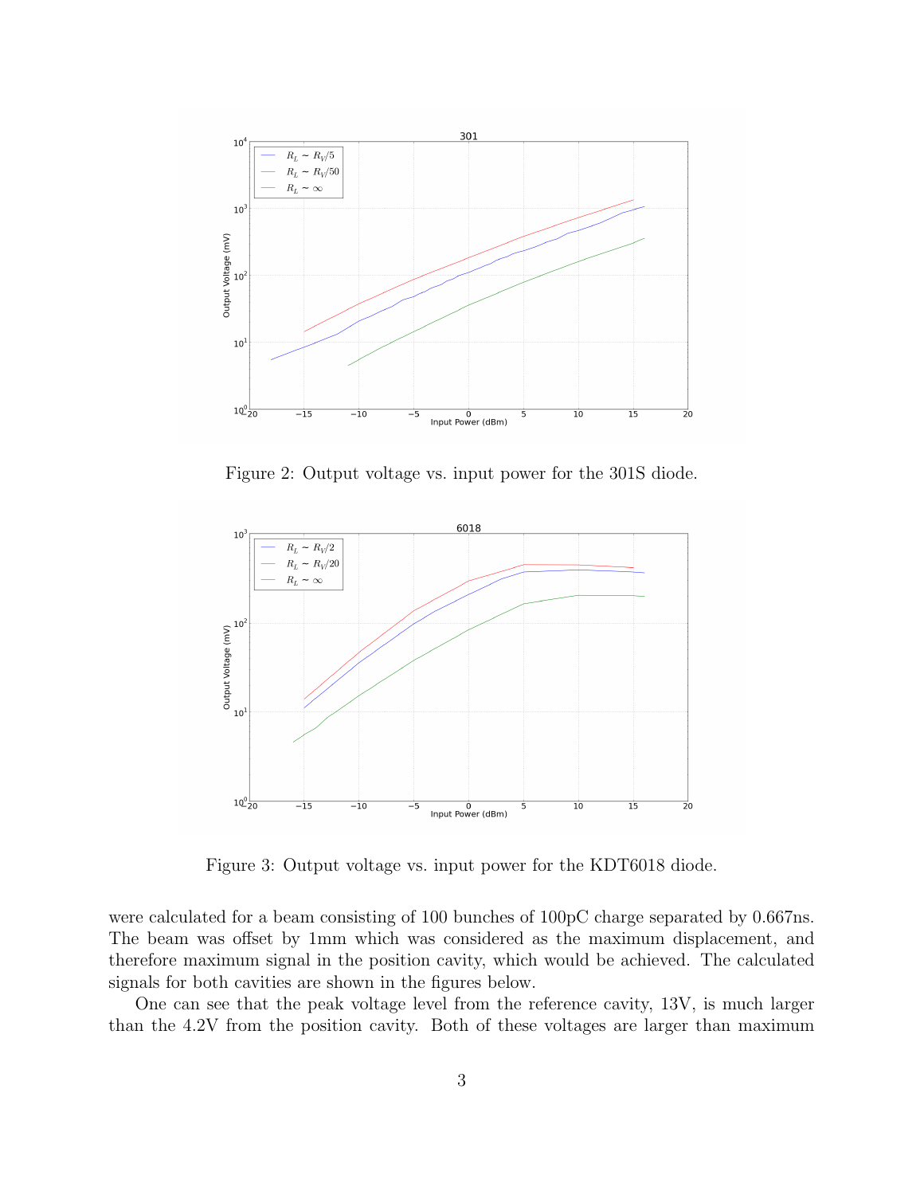Figure 2: Output voltage vs. input power for the 301S diode.

Figure 3: Output voltage vs. input power for the KDT6018 diode.

were calculated for a beam consisting of 100 bunches of 100pC charge separated by 0.667ns. The beam was offset by 1mm which was considered as the maximum displacement, and therefore maximum signal in the position cavity, which would be achieved. The calculated signals for both cavities are shown in the figures below.

One can see that the peak voltage level from the reference cavity, 13V, is much larger than the 4.2V from the position cavity. Both of these voltages are larger than maximum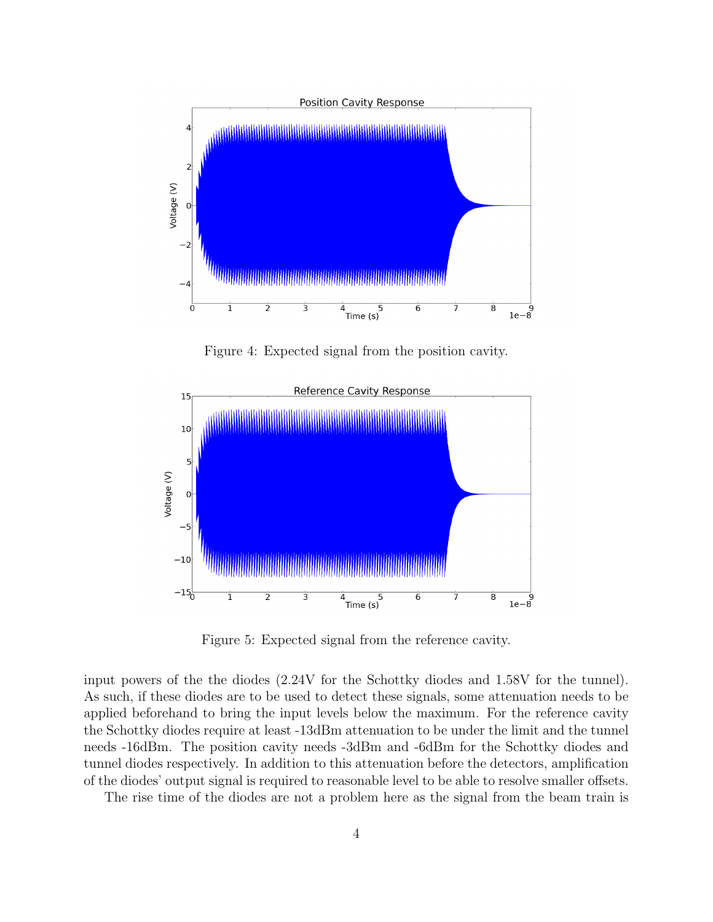Figure 4: Expected signal from the position cavity.

Figure 5: Expected signal from the reference cavity.

input powers of the the diodes (2.24V for the Schottky diodes and 1.58V for the tunnel). As such, if these diodes are to be used to detect these signals, some attenuation needs to be applied beforehand to bring the input levels below the maximum. For the reference cavity the Schottky diodes require at least -13dBm attenuation to be under the limit and the tunnel needs -16dBm. The position cavity needs -3dBm and -6dBm for the Schottky diodes and tunnel diodes respectively. In addition to this attenuation before the detectors, amplification of the diodes' output signal is required to reasonable level to be able to resolve smaller offsets.

The rise time of the diodes are not a problem here as the signal from the beam train is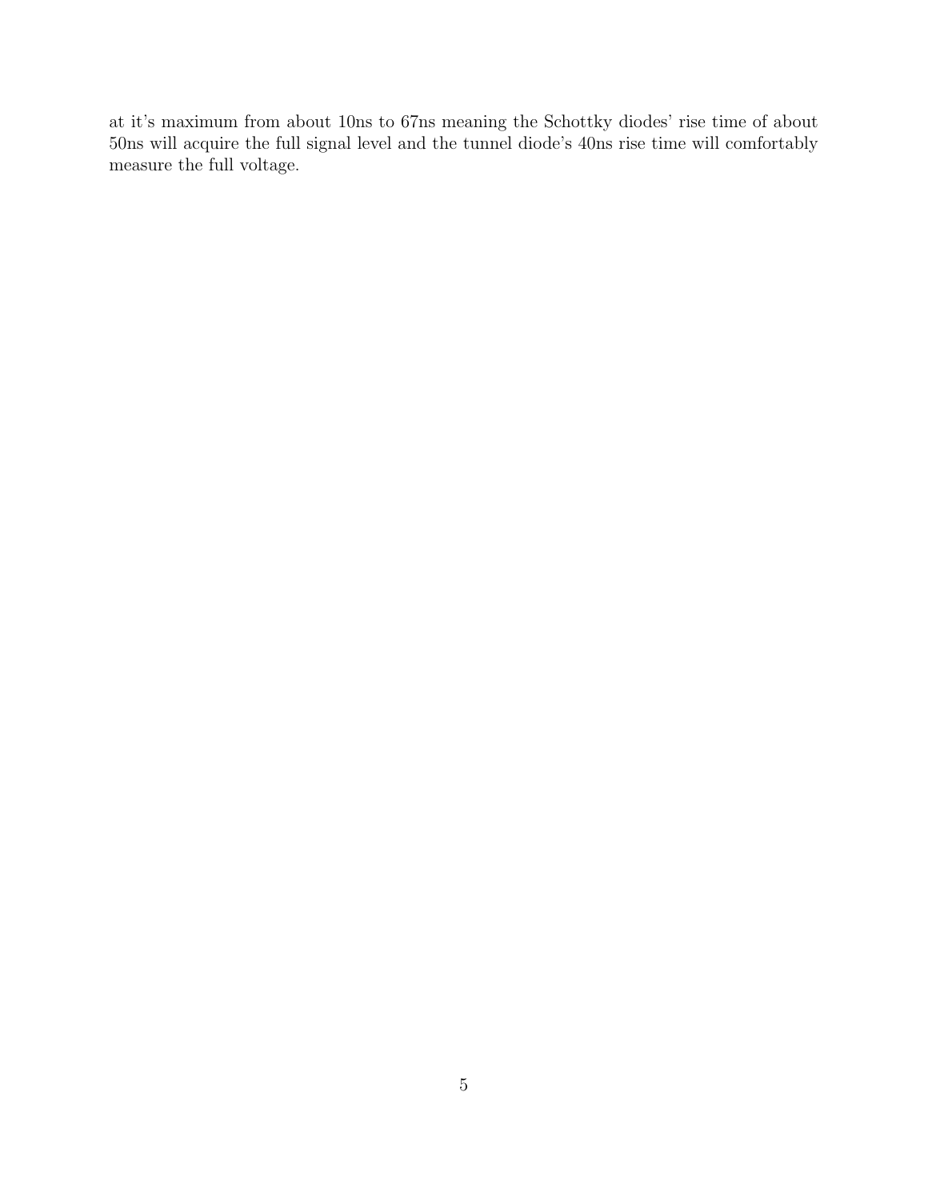at it's maximum from about 10ns to 67ns meaning the Schottky diodes' rise time of about 50ns will acquire the full signal level and the tunnel diode's 40ns rise time will comfortably measure the full voltage.